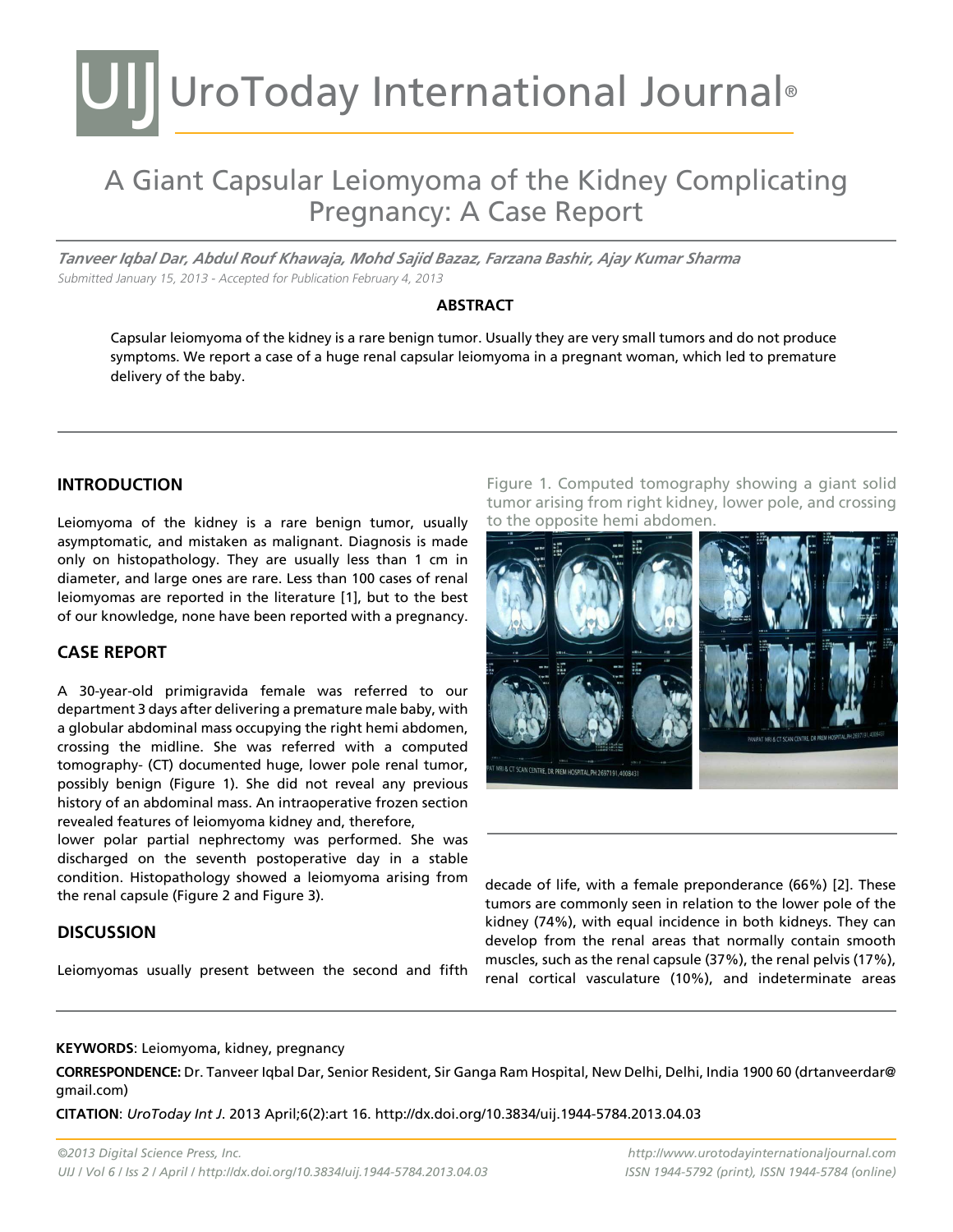# A Giant Capsular Leiomyoma of the Kidney Complicating Pregnancy: A Case Report

***Tanveer Iqbal Dar, Abdul Rouf Khawaja, Mohd Sajid Bazaz, Farzana Bashir, Ajay Kumar Sharma***

*Submitted January 15, 2013 - Accepted for Publication February 4, 2013*

## ABSTRACT

Capsular leiomyoma of the kidney is a rare benign tumor. Usually they are very small tumors and do not produce symptoms. We report a case of a huge renal capsular leiomyoma in a pregnant woman, which led to premature delivery of the baby.

## INTRODUCTION

Leiomyoma of the kidney is a rare benign tumor, usually asymptomatic, and mistaken as malignant. Diagnosis is made only on histopathology. They are usually less than 1 cm in diameter, and large ones are rare. Less than 100 cases of renal leiomyomas are reported in the literature [1], but to the best of our knowledge, none have been reported with a pregnancy.

## CASE REPORT

A 30-year-old primigravida female was referred to our department 3 days after delivering a premature male baby, with a globular abdominal mass occupying the right hemi abdomen, crossing the midline. She was referred with a computed tomography- (CT) documented huge, lower pole renal tumor, possibly benign (Figure 1). She did not reveal any previous history of an abdominal mass. An intraoperative frozen section revealed features of leiomyoma kidney and, therefore, lower polar partial nephrectomy was performed. She was discharged on the seventh postoperative day in a stable condition. Histopathology showed a leiomyoma arising from the renal capsule (Figure 2 and Figure 3).

Figure 1. Computed tomography showing a giant solid tumor arising from right kidney, lower pole, and crossing to the opposite hemi abdomen.

## DISCUSSION

Leiomyomas usually present between the second and fifth decade of life, with a female preponderance (66%) [2]. These tumors are commonly seen in relation to the lower pole of the kidney (74%), with equal incidence in both kidneys. They can develop from the renal areas that normally contain smooth muscles, such as the renal capsule (37%), the renal pelvis (17%), renal cortical vasculature (10%), and indeterminate areas

**KEYWORDS**: Leiomyoma, kidney, pregnancy

**CORRESPONDENCE:** Dr. Tanveer Iqbal Dar, Senior Resident, Sir Ganga Ram Hospital, New Delhi, Delhi, India 1900 60 (drtanveerdar@gmail.com)

**CITATION**: *UroToday Int J*. 2013 April;6(2):art 16. http://dx.doi.org/10.3834/uij.1944-5784.2013.04.03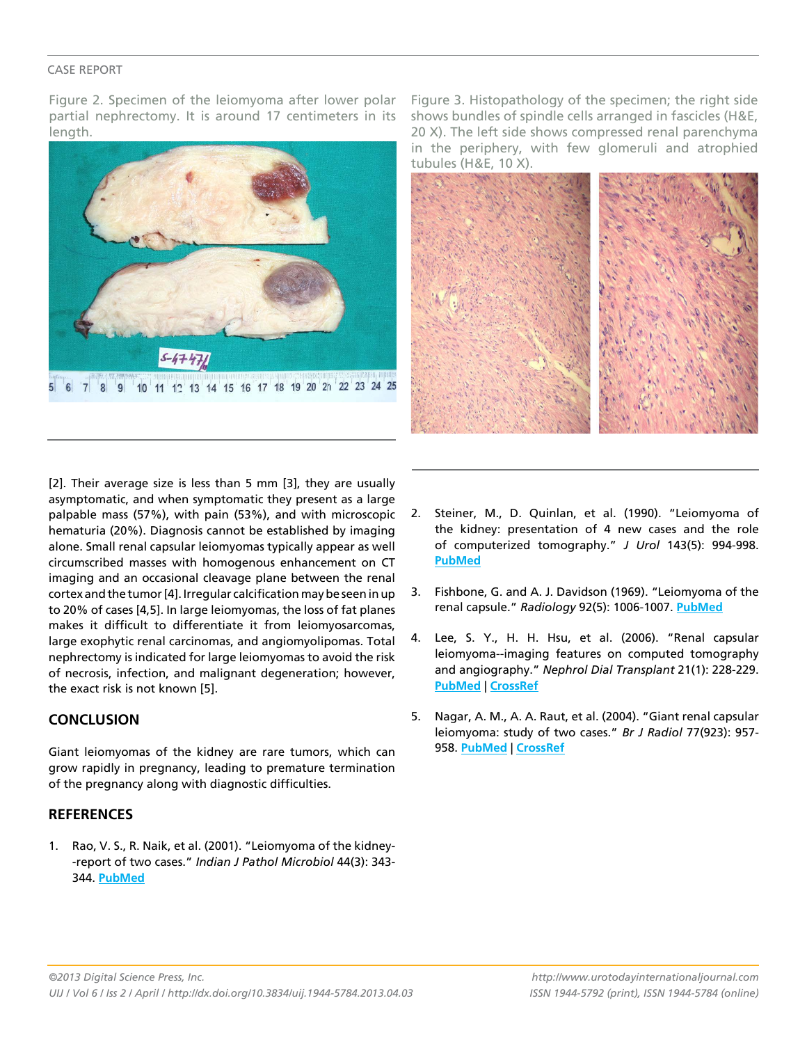Figure 2. Specimen of the leiomyoma after lower polar partial nephrectomy. It is around 17 centimeters in its length.

Figure 3. Histopathology of the specimen; the right side shows bundles of spindle cells arranged in fascicles (H&E, 20 X). The left side shows compressed renal parenchyma in the periphery, with few glomeruli and atrophied tubules (H&E, 10 X).

[2]. Their average size is less than 5 mm [3], they are usually asymptomatic, and when symptomatic they present as a large palpable mass (57%), with pain (53%), and with microscopic hematuria (20%). Diagnosis cannot be established by imaging alone. Small renal capsular leiomyomas typically appear as well circumscribed masses with homogenous enhancement on CT imaging and an occasional cleavage plane between the renal cortex and the tumor [4]. Irregular calcification may be seen in up to 20% of cases [4,5]. In large leiomyomas, the loss of fat planes makes it difficult to differentiate it from leiomyosarcomas, large exophytic renal carcinomas, and angiomyolipomas. Total nephrectomy is indicated for large leiomyomas to avoid the risk of necrosis, infection, and malignant degeneration; however, the exact risk is not known [5].

## CONCLUSION

Giant leiomyomas of the kidney are rare tumors, which can grow rapidly in pregnancy, leading to premature termination of the pregnancy along with diagnostic difficulties.

## REFERENCES

1. Rao, V. S., R. Naik, et al. (2001). "Leiomyoma of the kidney--report of two cases." *Indian J Pathol Microbiol* 44(3): 343-344. PubMed

2. Steiner, M., D. Quinlan, et al. (1990). "Leiomyoma of the kidney: presentation of 4 new cases and the role of computerized tomography." *J Urol* 143(5): 994-998. PubMed

3. Fishbone, G. and A. J. Davidson (1969). "Leiomyoma of the renal capsule." *Radiology* 92(5): 1006-1007. PubMed

4. Lee, S. Y., H. H. Hsu, et al. (2006). "Renal capsular leiomyoma--imaging features on computed tomography and angiography." *Nephrol Dial Transplant* 21(1): 228-229. PubMed | CrossRef

5. Nagar, A. M., A. A. Raut, et al. (2004). "Giant renal capsular leiomyoma: study of two cases." *Br J Radiol* 77(923): 957-958. PubMed | CrossRef